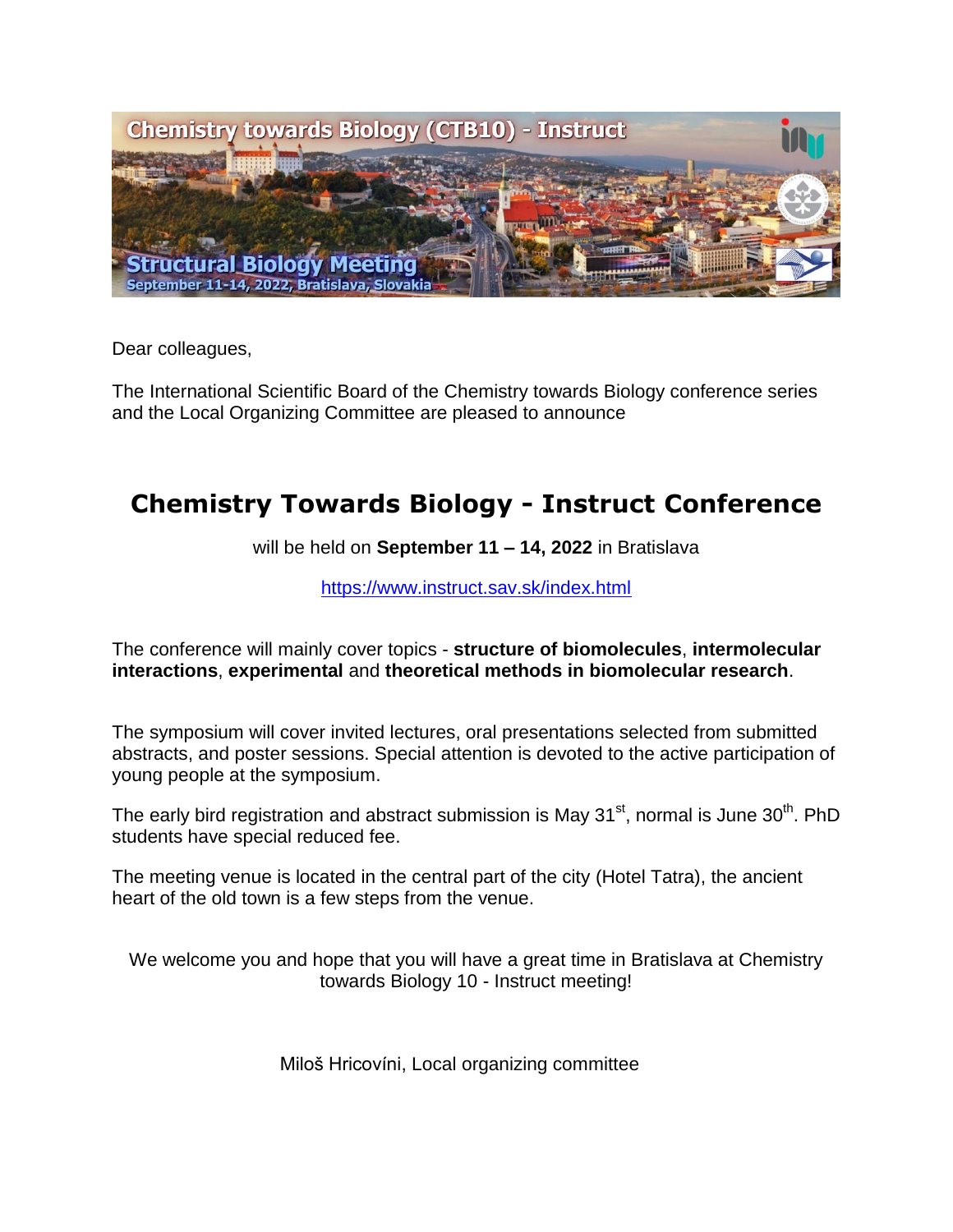Dear colleagues,

The International Scientific Board of the Chemistry towards Biology conference series and the Local Organizing Committee are pleased to announce

# Chemistry Towards Biology - Instruct Conference

will be held on **September 11 – 14, 2022** in Bratislava

https://www.instruct.sav.sk/index.html

The conference will mainly cover topics - **structure of biomolecules**, **intermolecular interactions**, **experimental** and **theoretical methods in biomolecular research**.

The symposium will cover invited lectures, oral presentations selected from submitted abstracts, and poster sessions. Special attention is devoted to the active participation of young people at the symposium.

The early bird registration and abstract submission is May 31$^{st}$, normal is June 30$^{th}$. PhD students have special reduced fee.

The meeting venue is located in the central part of the city (Hotel Tatra), the ancient heart of the old town is a few steps from the venue.

We welcome you and hope that you will have a great time in Bratislava at Chemistry towards Biology 10 - Instruct meeting!

Miloš Hricovíni, Local organizing committee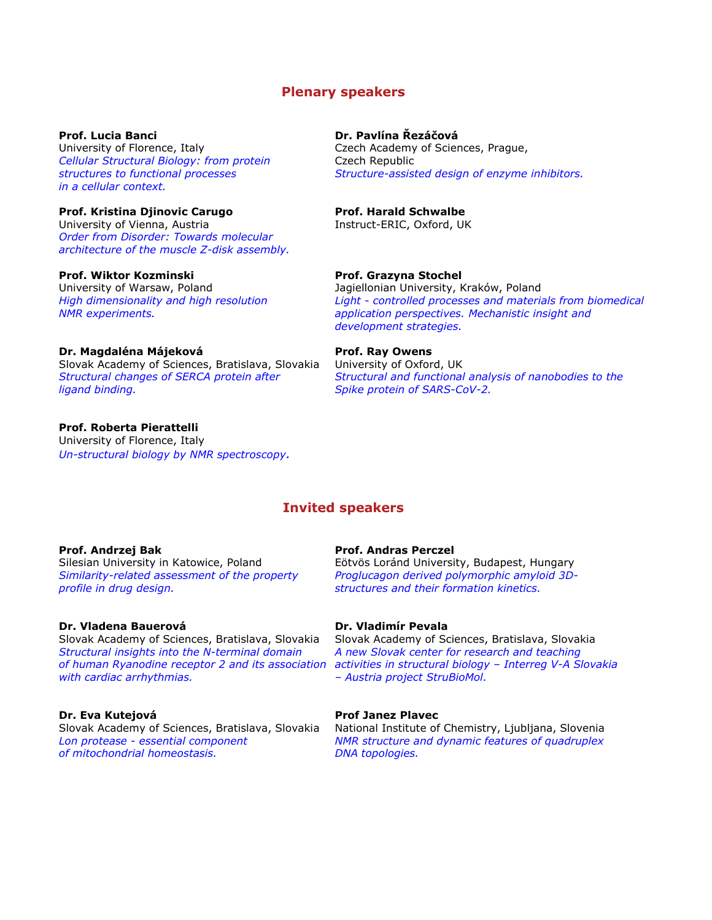## Plenary speakers

**Prof. Lucia Banci**
University of Florence, Italy
*Cellular Structural Biology: from protein structures to functional processes in a cellular context.*

**Prof. Kristina Djinovic Carugo**
University of Vienna, Austria
*Order from Disorder: Towards molecular architecture of the muscle Z-disk assembly.*

**Prof. Wiktor Kozminski**
University of Warsaw, Poland
*High dimensionality and high resolution NMR experiments.*

**Dr. Magdaléna Májeková**
Slovak Academy of Sciences, Bratislava, Slovakia
*Structural changes of SERCA protein after ligand binding.*

**Prof. Roberta Pierattelli**
University of Florence, Italy
*Un-structural biology by NMR spectroscopy.*

**Dr. Pavlína Řezáčová**
Czech Academy of Sciences, Prague, Czech Republic
*Structure-assisted design of enzyme inhibitors.*

**Prof. Harald Schwalbe**
Instruct-ERIC, Oxford, UK

**Prof. Grazyna Stochel**
Jagiellonian University, Kraków, Poland
*Light - controlled processes and materials from biomedical application perspectives. Mechanistic insight and development strategies.*

**Prof. Ray Owens**
University of Oxford, UK
*Structural and functional analysis of nanobodies to the Spike protein of SARS-CoV-2.*

## Invited speakers

**Prof. Andrzej Bak**
Silesian University in Katowice, Poland
*Similarity-related assessment of the property profile in drug design.*

**Dr. Vladena Bauerová**
Slovak Academy of Sciences, Bratislava, Slovakia
*Structural insights into the N-terminal domain of human Ryanodine receptor 2 and its association with cardiac arrhythmias.*

**Dr. Eva Kutejová**
Slovak Academy of Sciences, Bratislava, Slovakia
*Lon protease - essential component of mitochondrial homeostasis.*

**Prof. Andras Perczel**
Eötvös Loránd University, Budapest, Hungary
*Proglucagon derived polymorphic amyloid 3D-structures and their formation kinetics.*

**Dr. Vladimír Pevala**
Slovak Academy of Sciences, Bratislava, Slovakia
*A new Slovak center for research and teaching activities in structural biology – Interreg V-A Slovakia – Austria project StruBioMol.*

**Prof Janez Plavec**
National Institute of Chemistry, Ljubljana, Slovenia
*NMR structure and dynamic features of quadruplex DNA topologies.*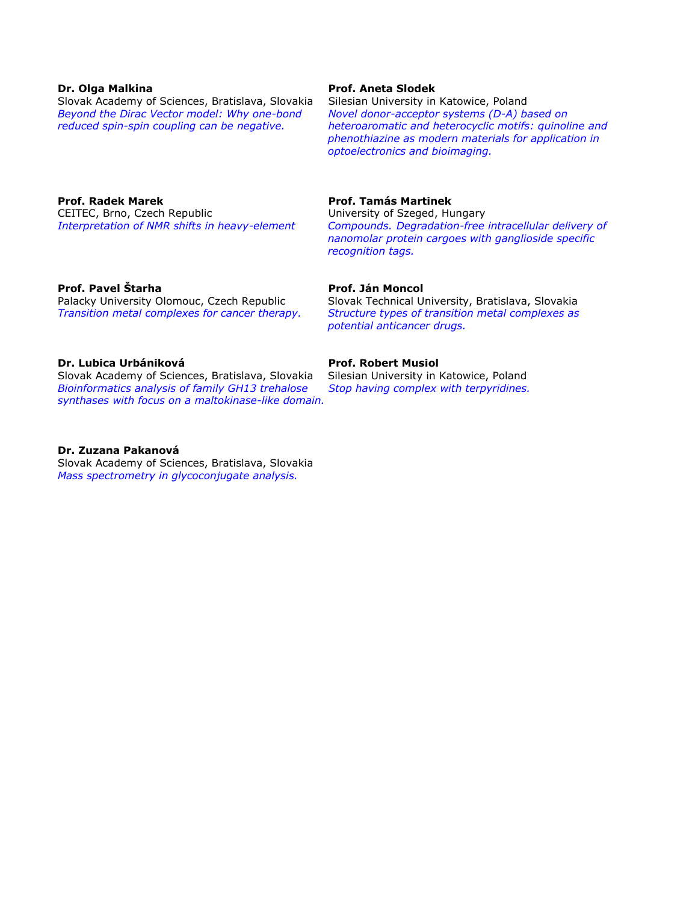**Dr. Olga Malkina**
Slovak Academy of Sciences, Bratislava, Slovakia
*Beyond the Dirac Vector model: Why one-bond reduced spin-spin coupling can be negative.*

**Prof. Aneta Slodek**
Silesian University in Katowice, Poland
*Novel donor-acceptor systems (D-A) based on heteroaromatic and heterocyclic motifs: quinoline and phenothiazine as modern materials for application in optoelectronics and bioimaging.*

**Prof. Radek Marek**
CEITEC, Brno, Czech Republic
*Interpretation of NMR shifts in heavy-element*

**Prof. Tamás Martinek**
University of Szeged, Hungary
*Compounds. Degradation-free intracellular delivery of nanomolar protein cargoes with ganglioside specific recognition tags.*

**Prof. Pavel Štarha**
Palacky University Olomouc, Czech Republic
*Transition metal complexes for cancer therapy.*

**Prof. Ján Moncol**
Slovak Technical University, Bratislava, Slovakia
*Structure types of transition metal complexes as potential anticancer drugs.*

**Dr. Lubica Urbániková**
Slovak Academy of Sciences, Bratislava, Slovakia
*Bioinformatics analysis of family GH13 trehalose synthases with focus on a maltokinase-like domain.*

**Prof. Robert Musiol**
Silesian University in Katowice, Poland
*Stop having complex with terpyridines.*

**Dr. Zuzana Pakanová**
Slovak Academy of Sciences, Bratislava, Slovakia
*Mass spectrometry in glycoconjugate analysis.*